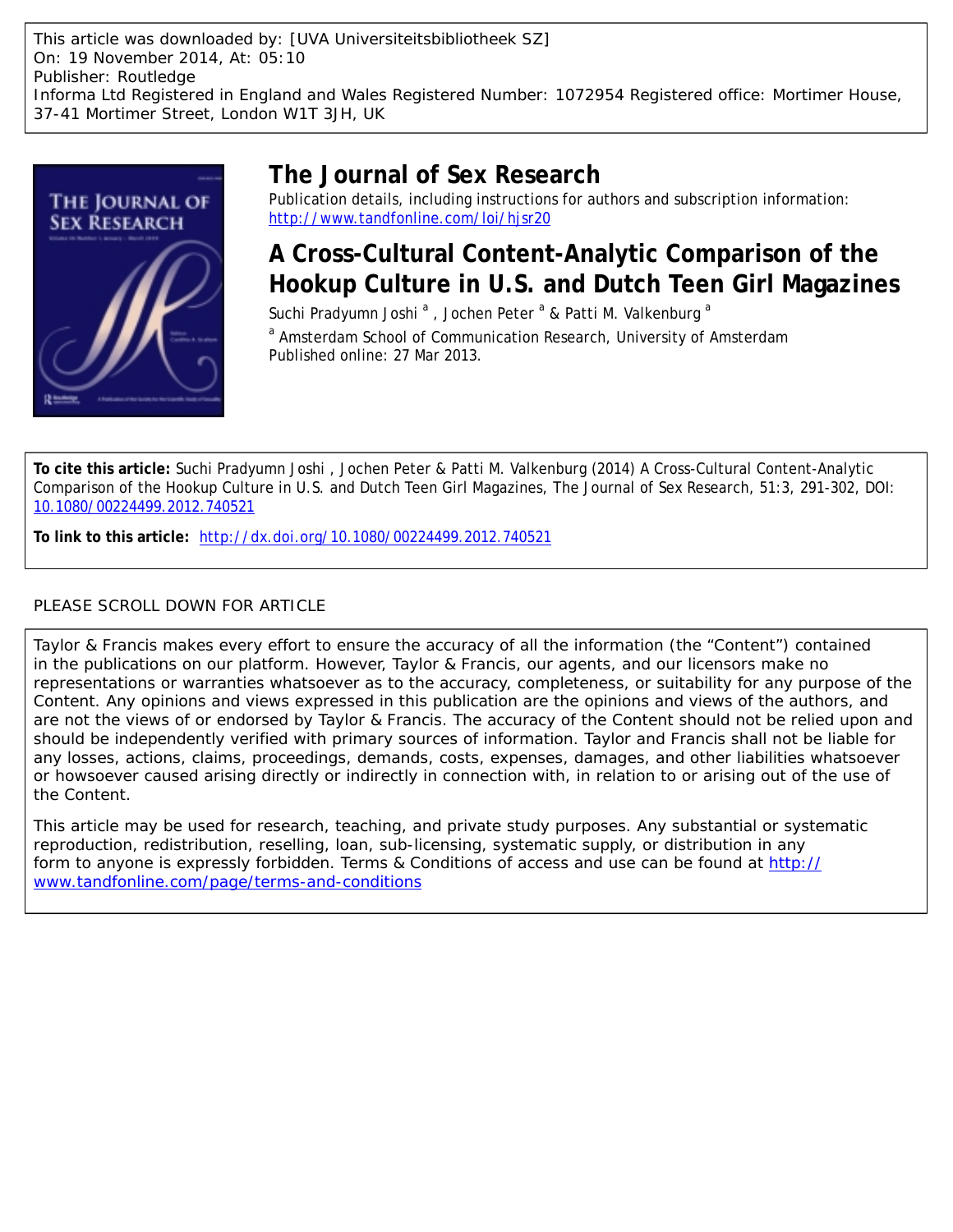This article was downloaded by: [UVA Universiteitsbibliotheek SZ]
On: 19 November 2014, At: 05:10
Publisher: Routledge
Informa Ltd Registered in England and Wales Registered Number: 1072954 Registered office: Mortimer House, 37-41 Mortimer Street, London W1T 3JH, UK

# The Journal of Sex Research

Publication details, including instructions for authors and subscription information: http://www.tandfonline.com/loi/hjsr20

## A Cross-Cultural Content-Analytic Comparison of the Hookup Culture in U.S. and Dutch Teen Girl Magazines

Suchi Pradyumn Joshi [a] , Jochen Peter [a] & Patti M. Valkenburg [a]

[a] Amsterdam School of Communication Research, University of Amsterdam

Published online: 27 Mar 2013.

**To cite this article:** Suchi Pradyumn Joshi , Jochen Peter & Patti M. Valkenburg (2014) A Cross-Cultural Content-Analytic Comparison of the Hookup Culture in U.S. and Dutch Teen Girl Magazines, The Journal of Sex Research, 51:3, 291-302, DOI: 10.1080/00224499.2012.740521

**To link to this article:** http://dx.doi.org/10.1080/00224499.2012.740521

PLEASE SCROLL DOWN FOR ARTICLE

Taylor & Francis makes every effort to ensure the accuracy of all the information (the "Content") contained in the publications on our platform. However, Taylor & Francis, our agents, and our licensors make no representations or warranties whatsoever as to the accuracy, completeness, or suitability for any purpose of the Content. Any opinions and views expressed in this publication are the opinions and views of the authors, and are not the views of or endorsed by Taylor & Francis. The accuracy of the Content should not be relied upon and should be independently verified with primary sources of information. Taylor and Francis shall not be liable for any losses, actions, claims, proceedings, demands, costs, expenses, damages, and other liabilities whatsoever or howsoever caused arising directly or indirectly in connection with, in relation to or arising out of the use of the Content.

This article may be used for research, teaching, and private study purposes. Any substantial or systematic reproduction, redistribution, reselling, loan, sub-licensing, systematic supply, or distribution in any form to anyone is expressly forbidden. Terms & Conditions of access and use can be found at http://www.tandfonline.com/page/terms-and-conditions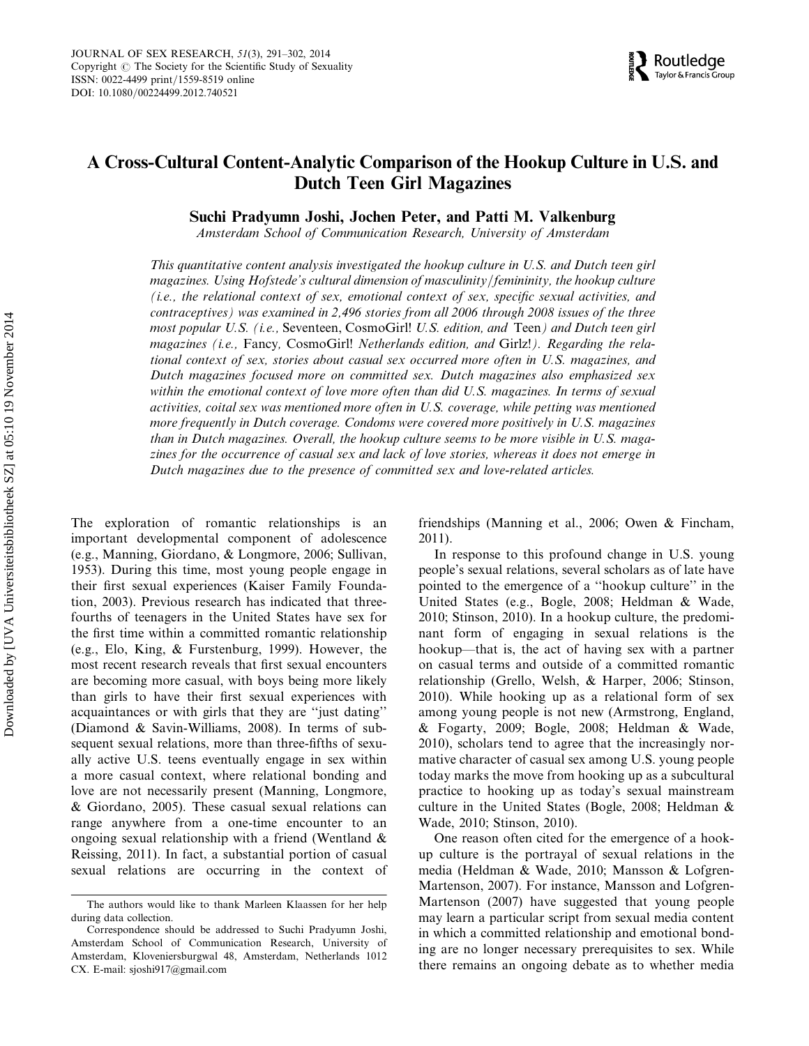# A Cross-Cultural Content-Analytic Comparison of the Hookup Culture in U.S. and Dutch Teen Girl Magazines

**Suchi Pradyumn Joshi, Jochen Peter, and Patti M. Valkenburg**

*Amsterdam School of Communication Research, University of Amsterdam*

*This quantitative content analysis investigated the hookup culture in U.S. and Dutch teen girl magazines. Using Hofstede's cultural dimension of masculinity/femininity, the hookup culture (i.e., the relational context of sex, emotional context of sex, specific sexual activities, and contraceptives) was examined in 2,496 stories from all 2006 through 2008 issues of the three most popular U.S. (i.e.,* Seventeen, *CosmoGirl! U.S. edition, and* Teen*) and Dutch teen girl magazines (i.e.,* Fancy, *CosmoGirl! Netherlands edition, and* Girlz!*). Regarding the relational context of sex, stories about casual sex occurred more often in U.S. magazines, and Dutch magazines focused more on committed sex. Dutch magazines also emphasized sex within the emotional context of love more often than did U.S. magazines. In terms of sexual activities, coital sex was mentioned more often in U.S. coverage, while petting was mentioned more frequently in Dutch coverage. Condoms were covered more positively in U.S. magazines than in Dutch magazines. Overall, the hookup culture seems to be more visible in U.S. magazines for the occurrence of casual sex and lack of love stories, whereas it does not emerge in Dutch magazines due to the presence of committed sex and love-related articles.*

The exploration of romantic relationships is an important developmental component of adolescence (e.g., Manning, Giordano, & Longmore, 2006; Sullivan, 1953). During this time, most young people engage in their first sexual experiences (Kaiser Family Foundation, 2003). Previous research has indicated that three-fourths of teenagers in the United States have sex for the first time within a committed romantic relationship (e.g., Elo, King, & Furstenburg, 1999). However, the most recent research reveals that first sexual encounters are becoming more casual, with boys being more likely than girls to have their first sexual experiences with acquaintances or with girls that they are "just dating" (Diamond & Savin-Williams, 2008). In terms of subsequent sexual relations, more than three-fifths of sexually active U.S. teens eventually engage in sex within a more casual context, where relational bonding and love are not necessarily present (Manning, Longmore, & Giordano, 2005). These casual sexual relations can range anywhere from a one-time encounter to an ongoing sexual relationship with a friend (Wentland & Reissing, 2011). In fact, a substantial portion of casual sexual relations are occurring in the context of friendships (Manning et al., 2006; Owen & Fincham, 2011).

In response to this profound change in U.S. young people's sexual relations, several scholars as of late have pointed to the emergence of a "hookup culture" in the United States (e.g., Bogle, 2008; Heldman & Wade, 2010; Stinson, 2010). In a hookup culture, the predominant form of engaging in sexual relations is the hookup—that is, the act of having sex with a partner on casual terms and outside of a committed romantic relationship (Grello, Welsh, & Harper, 2006; Stinson, 2010). While hooking up as a relational form of sex among young people is not new (Armstrong, England, & Fogarty, 2009; Bogle, 2008; Heldman & Wade, 2010), scholars tend to agree that the increasingly normative character of casual sex among U.S. young people today marks the move from hooking up as a subcultural practice to hooking up as today's sexual mainstream culture in the United States (Bogle, 2008; Heldman & Wade, 2010; Stinson, 2010).

One reason often cited for the emergence of a hookup culture is the portrayal of sexual relations in the media (Heldman & Wade, 2010; Mansson & Lofgren-Martenson, 2007). For instance, Mansson and Lofgren-Martenson (2007) have suggested that young people may learn a particular script from sexual media content in which a committed relationship and emotional bonding are no longer necessary prerequisites to sex. While there remains an ongoing debate as to whether media

The authors would like to thank Marleen Klaassen for her help during data collection.

Correspondence should be addressed to Suchi Pradyumn Joshi, Amsterdam School of Communication Research, University of Amsterdam, Kloveniersburgwal 48, Amsterdam, Netherlands 1012 CX. E-mail: sjoshi917@gmail.com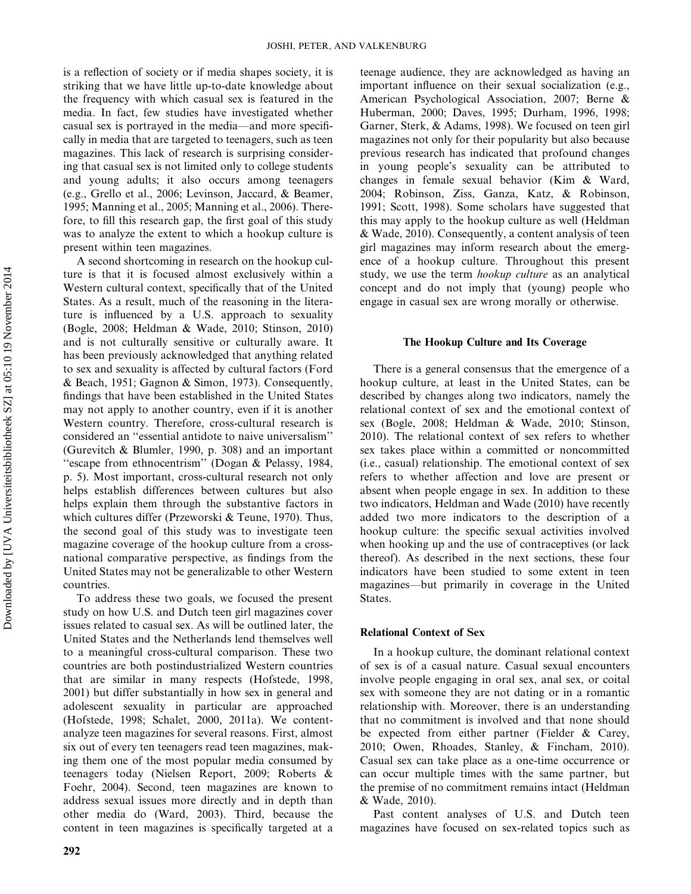is a reflection of society or if media shapes society, it is striking that we have little up-to-date knowledge about the frequency with which casual sex is featured in the media. In fact, few studies have investigated whether casual sex is portrayed in the media—and more specifically in media that are targeted to teenagers, such as teen magazines. This lack of research is surprising considering that casual sex is not limited only to college students and young adults; it also occurs among teenagers (e.g., Grello et al., 2006; Levinson, Jaccard, & Beamer, 1995; Manning et al., 2005; Manning et al., 2006). Therefore, to fill this research gap, the first goal of this study was to analyze the extent to which a hookup culture is present within teen magazines.

A second shortcoming in research on the hookup culture is that it is focused almost exclusively within a Western cultural context, specifically that of the United States. As a result, much of the reasoning in the literature is influenced by a U.S. approach to sexuality (Bogle, 2008; Heldman & Wade, 2010; Stinson, 2010) and is not culturally sensitive or culturally aware. It has been previously acknowledged that anything related to sex and sexuality is affected by cultural factors (Ford & Beach, 1951; Gagnon & Simon, 1973). Consequently, findings that have been established in the United States may not apply to another country, even if it is another Western country. Therefore, cross-cultural research is considered an ''essential antidote to naive universalism'' (Gurevitch & Blumler, 1990, p. 308) and an important ''escape from ethnocentrism'' (Dogan & Pelassy, 1984, p. 5). Most important, cross-cultural research not only helps establish differences between cultures but also helps explain them through the substantive factors in which cultures differ (Przeworski & Teune, 1970). Thus, the second goal of this study was to investigate teen magazine coverage of the hookup culture from a cross-national comparative perspective, as findings from the United States may not be generalizable to other Western countries.

To address these two goals, we focused the present study on how U.S. and Dutch teen girl magazines cover issues related to casual sex. As will be outlined later, the United States and the Netherlands lend themselves well to a meaningful cross-cultural comparison. These two countries are both postindustrialized Western countries that are similar in many respects (Hofstede, 1998, 2001) but differ substantially in how sex in general and adolescent sexuality in particular are approached (Hofstede, 1998; Schalet, 2000, 2011a). We content-analyze teen magazines for several reasons. First, almost six out of every ten teenagers read teen magazines, making them one of the most popular media consumed by teenagers today (Nielsen Report, 2009; Roberts & Foehr, 2004). Second, teen magazines are known to address sexual issues more directly and in depth than other media do (Ward, 2003). Third, because the content in teen magazines is specifically targeted at a teenage audience, they are acknowledged as having an important influence on their sexual socialization (e.g., American Psychological Association, 2007; Berne & Huberman, 2000; Daves, 1995; Durham, 1996, 1998; Garner, Sterk, & Adams, 1998). We focused on teen girl magazines not only for their popularity but also because previous research has indicated that profound changes in young people's sexuality can be attributed to changes in female sexual behavior (Kim & Ward, 2004; Robinson, Ziss, Ganza, Katz, & Robinson, 1991; Scott, 1998). Some scholars have suggested that this may apply to the hookup culture as well (Heldman & Wade, 2010). Consequently, a content analysis of teen girl magazines may inform research about the emergence of a hookup culture. Throughout this present study, we use the term *hookup culture* as an analytical concept and do not imply that (young) people who engage in casual sex are wrong morally or otherwise.

## The Hookup Culture and Its Coverage

There is a general consensus that the emergence of a hookup culture, at least in the United States, can be described by changes along two indicators, namely the relational context of sex and the emotional context of sex (Bogle, 2008; Heldman & Wade, 2010; Stinson, 2010). The relational context of sex refers to whether sex takes place within a committed or noncommitted (i.e., casual) relationship. The emotional context of sex refers to whether affection and love are present or absent when people engage in sex. In addition to these two indicators, Heldman and Wade (2010) have recently added two more indicators to the description of a hookup culture: the specific sexual activities involved when hooking up and the use of contraceptives (or lack thereof). As described in the next sections, these four indicators have been studied to some extent in teen magazines—but primarily in coverage in the United States.

### Relational Context of Sex

In a hookup culture, the dominant relational context of sex is of a casual nature. Casual sexual encounters involve people engaging in oral sex, anal sex, or coital sex with someone they are not dating or in a romantic relationship with. Moreover, there is an understanding that no commitment is involved and that none should be expected from either partner (Fielder & Carey, 2010; Owen, Rhoades, Stanley, & Fincham, 2010). Casual sex can take place as a one-time occurrence or can occur multiple times with the same partner, but the premise of no commitment remains intact (Heldman & Wade, 2010).

Past content analyses of U.S. and Dutch teen magazines have focused on sex-related topics such as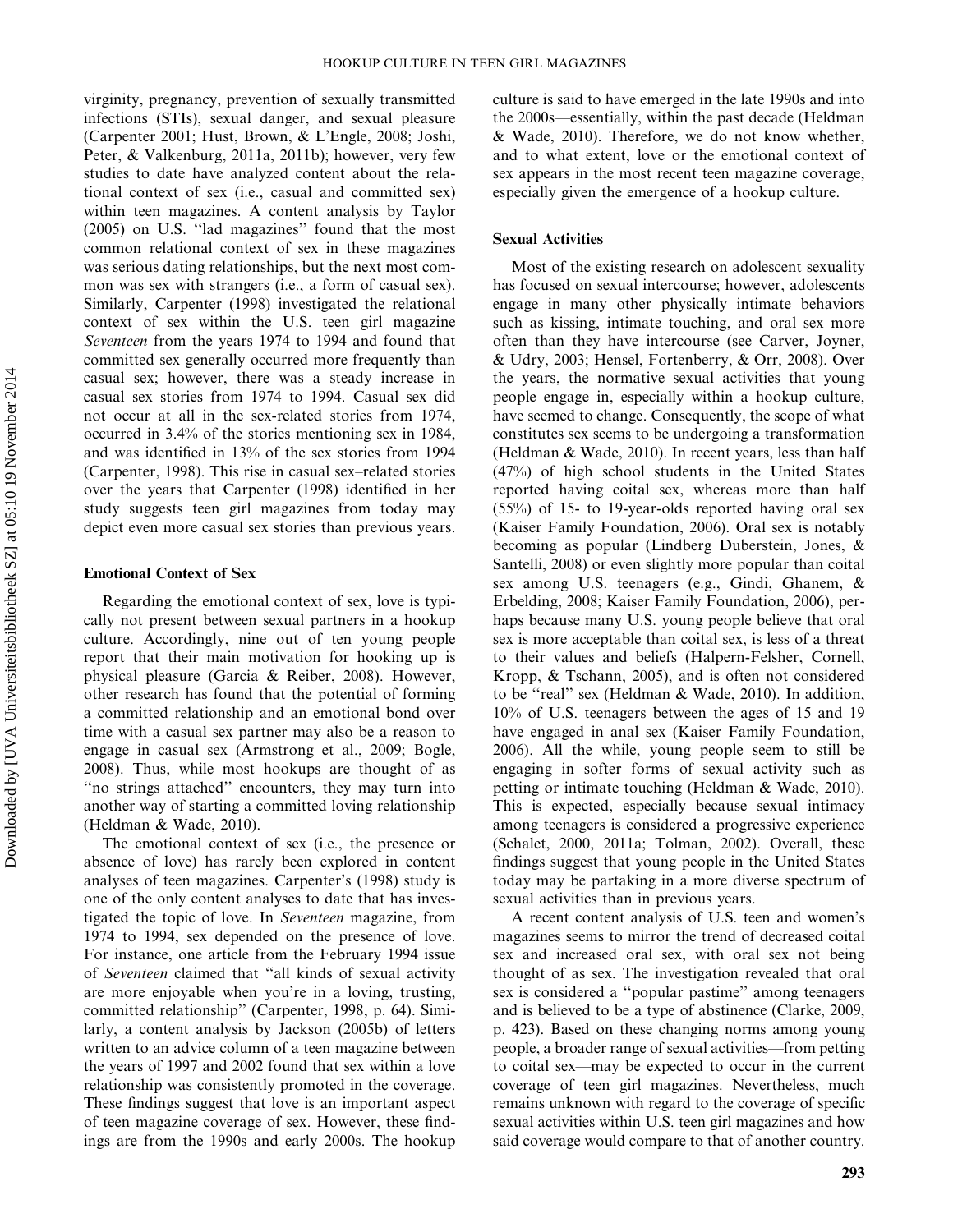virginity, pregnancy, prevention of sexually transmitted infections (STIs), sexual danger, and sexual pleasure (Carpenter 2001; Hust, Brown, & L'Engle, 2008; Joshi, Peter, & Valkenburg, 2011a, 2011b); however, very few studies to date have analyzed content about the relational context of sex (i.e., casual and committed sex) within teen magazines. A content analysis by Taylor (2005) on U.S. ''lad magazines'' found that the most common relational context of sex in these magazines was serious dating relationships, but the next most common was sex with strangers (i.e., a form of casual sex). Similarly, Carpenter (1998) investigated the relational context of sex within the U.S. teen girl magazine *Seventeen* from the years 1974 to 1994 and found that committed sex generally occurred more frequently than casual sex; however, there was a steady increase in casual sex stories from 1974 to 1994. Casual sex did not occur at all in the sex-related stories from 1974, occurred in 3.4% of the stories mentioning sex in 1984, and was identified in 13% of the sex stories from 1994 (Carpenter, 1998). This rise in casual sex–related stories over the years that Carpenter (1998) identified in her study suggests teen girl magazines from today may depict even more casual sex stories than previous years.

### Emotional Context of Sex

Regarding the emotional context of sex, love is typically not present between sexual partners in a hookup culture. Accordingly, nine out of ten young people report that their main motivation for hooking up is physical pleasure (Garcia & Reiber, 2008). However, other research has found that the potential of forming a committed relationship and an emotional bond over time with a casual sex partner may also be a reason to engage in casual sex (Armstrong et al., 2009; Bogle, 2008). Thus, while most hookups are thought of as ''no strings attached'' encounters, they may turn into another way of starting a committed loving relationship (Heldman & Wade, 2010).

The emotional context of sex (i.e., the presence or absence of love) has rarely been explored in content analyses of teen magazines. Carpenter's (1998) study is one of the only content analyses to date that has investigated the topic of love. In *Seventeen* magazine, from 1974 to 1994, sex depended on the presence of love. For instance, one article from the February 1994 issue of *Seventeen* claimed that ''all kinds of sexual activity are more enjoyable when you're in a loving, trusting, committed relationship'' (Carpenter, 1998, p. 64). Similarly, a content analysis by Jackson (2005b) of letters written to an advice column of a teen magazine between the years of 1997 and 2002 found that sex within a love relationship was consistently promoted in the coverage. These findings suggest that love is an important aspect of teen magazine coverage of sex. However, these findings are from the 1990s and early 2000s. The hookup culture is said to have emerged in the late 1990s and into the 2000s—essentially, within the past decade (Heldman & Wade, 2010). Therefore, we do not know whether, and to what extent, love or the emotional context of sex appears in the most recent teen magazine coverage, especially given the emergence of a hookup culture.

### Sexual Activities

Most of the existing research on adolescent sexuality has focused on sexual intercourse; however, adolescents engage in many other physically intimate behaviors such as kissing, intimate touching, and oral sex more often than they have intercourse (see Carver, Joyner, & Udry, 2003; Hensel, Fortenberry, & Orr, 2008). Over the years, the normative sexual activities that young people engage in, especially within a hookup culture, have seemed to change. Consequently, the scope of what constitutes sex seems to be undergoing a transformation (Heldman & Wade, 2010). In recent years, less than half (47%) of high school students in the United States reported having coital sex, whereas more than half (55%) of 15- to 19-year-olds reported having oral sex (Kaiser Family Foundation, 2006). Oral sex is notably becoming as popular (Lindberg Duberstein, Jones, & Santelli, 2008) or even slightly more popular than coital sex among U.S. teenagers (e.g., Gindi, Ghanem, & Erbelding, 2008; Kaiser Family Foundation, 2006), perhaps because many U.S. young people believe that oral sex is more acceptable than coital sex, is less of a threat to their values and beliefs (Halpern-Felsher, Cornell, Kropp, & Tschann, 2005), and is often not considered to be ''real'' sex (Heldman & Wade, 2010). In addition, 10% of U.S. teenagers between the ages of 15 and 19 have engaged in anal sex (Kaiser Family Foundation, 2006). All the while, young people seem to still be engaging in softer forms of sexual activity such as petting or intimate touching (Heldman & Wade, 2010). This is expected, especially because sexual intimacy among teenagers is considered a progressive experience (Schalet, 2000, 2011a; Tolman, 2002). Overall, these findings suggest that young people in the United States today may be partaking in a more diverse spectrum of sexual activities than in previous years.

A recent content analysis of U.S. teen and women's magazines seems to mirror the trend of decreased coital sex and increased oral sex, with oral sex not being thought of as sex. The investigation revealed that oral sex is considered a ''popular pastime'' among teenagers and is believed to be a type of abstinence (Clarke, 2009, p. 423). Based on these changing norms among young people, a broader range of sexual activities—from petting to coital sex—may be expected to occur in the current coverage of teen girl magazines. Nevertheless, much remains unknown with regard to the coverage of specific sexual activities within U.S. teen girl magazines and how said coverage would compare to that of another country.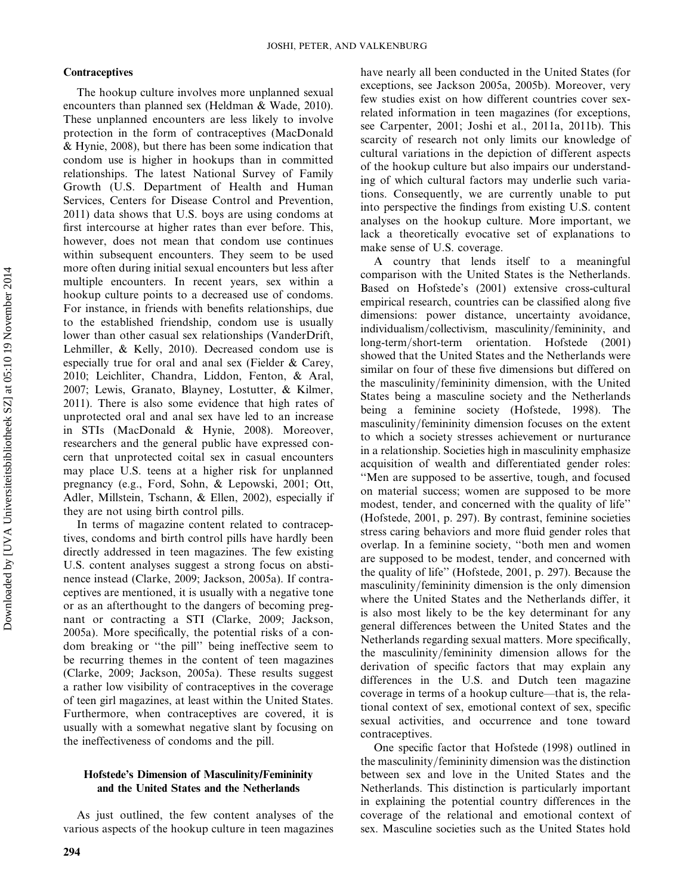### Contraceptives

The hookup culture involves more unplanned sexual encounters than planned sex (Heldman & Wade, 2010). These unplanned encounters are less likely to involve protection in the form of contraceptives (MacDonald & Hynie, 2008), but there has been some indication that condom use is higher in hookups than in committed relationships. The latest National Survey of Family Growth (U.S. Department of Health and Human Services, Centers for Disease Control and Prevention, 2011) data shows that U.S. boys are using condoms at first intercourse at higher rates than ever before. This, however, does not mean that condom use continues within subsequent encounters. They seem to be used more often during initial sexual encounters but less after multiple encounters. In recent years, sex within a hookup culture points to a decreased use of condoms. For instance, in friends with benefits relationships, due to the established friendship, condom use is usually lower than other casual sex relationships (VanderDrift, Lehmiller, & Kelly, 2010). Decreased condom use is especially true for oral and anal sex (Fielder & Carey, 2010; Leichliter, Chandra, Liddon, Fenton, & Aral, 2007; Lewis, Granato, Blayney, Lostutter, & Kilmer, 2011). There is also some evidence that high rates of unprotected oral and anal sex have led to an increase in STIs (MacDonald & Hynie, 2008). Moreover, researchers and the general public have expressed concern that unprotected coital sex in casual encounters may place U.S. teens at a higher risk for unplanned pregnancy (e.g., Ford, Sohn, & Lepowski, 2001; Ott, Adler, Millstein, Tschann, & Ellen, 2002), especially if they are not using birth control pills.

In terms of magazine content related to contraceptives, condoms and birth control pills have hardly been directly addressed in teen magazines. The few existing U.S. content analyses suggest a strong focus on abstinence instead (Clarke, 2009; Jackson, 2005a). If contraceptives are mentioned, it is usually with a negative tone or as an afterthought to the dangers of becoming pregnant or contracting a STI (Clarke, 2009; Jackson, 2005a). More specifically, the potential risks of a condom breaking or "the pill" being ineffective seem to be recurring themes in the content of teen magazines (Clarke, 2009; Jackson, 2005a). These results suggest a rather low visibility of contraceptives in the coverage of teen girl magazines, at least within the United States. Furthermore, when contraceptives are covered, it is usually with a somewhat negative slant by focusing on the ineffectiveness of condoms and the pill.

## Hofstede's Dimension of Masculinity/Femininity and the United States and the Netherlands

As just outlined, the few content analyses of the various aspects of the hookup culture in teen magazines have nearly all been conducted in the United States (for exceptions, see Jackson 2005a, 2005b). Moreover, very few studies exist on how different countries cover sex-related information in teen magazines (for exceptions, see Carpenter, 2001; Joshi et al., 2011a, 2011b). This scarcity of research not only limits our knowledge of cultural variations in the depiction of different aspects of the hookup culture but also impairs our understanding of which cultural factors may underlie such variations. Consequently, we are currently unable to put into perspective the findings from existing U.S. content analyses on the hookup culture. More important, we lack a theoretically evocative set of explanations to make sense of U.S. coverage.

A country that lends itself to a meaningful comparison with the United States is the Netherlands. Based on Hofstede's (2001) extensive cross-cultural empirical research, countries can be classified along five dimensions: power distance, uncertainty avoidance, individualism/collectivism, masculinity/femininity, and long-term/short-term orientation. Hofstede (2001) showed that the United States and the Netherlands were similar on four of these five dimensions but differed on the masculinity/femininity dimension, with the United States being a masculine society and the Netherlands being a feminine society (Hofstede, 1998). The masculinity/femininity dimension focuses on the extent to which a society stresses achievement or nurturance in a relationship. Societies high in masculinity emphasize acquisition of wealth and differentiated gender roles: "Men are supposed to be assertive, tough, and focused on material success; women are supposed to be more modest, tender, and concerned with the quality of life" (Hofstede, 2001, p. 297). By contrast, feminine societies stress caring behaviors and more fluid gender roles that overlap. In a feminine society, "both men and women are supposed to be modest, tender, and concerned with the quality of life" (Hofstede, 2001, p. 297). Because the masculinity/femininity dimension is the only dimension where the United States and the Netherlands differ, it is also most likely to be the key determinant for any general differences between the United States and the Netherlands regarding sexual matters. More specifically, the masculinity/femininity dimension allows for the derivation of specific factors that may explain any differences in the U.S. and Dutch teen magazine coverage in terms of a hookup culture—that is, the relational context of sex, emotional context of sex, specific sexual activities, and occurrence and tone toward contraceptives.

One specific factor that Hofstede (1998) outlined in the masculinity/femininity dimension was the distinction between sex and love in the United States and the Netherlands. This distinction is particularly important in explaining the potential country differences in the coverage of the relational and emotional context of sex. Masculine societies such as the United States hold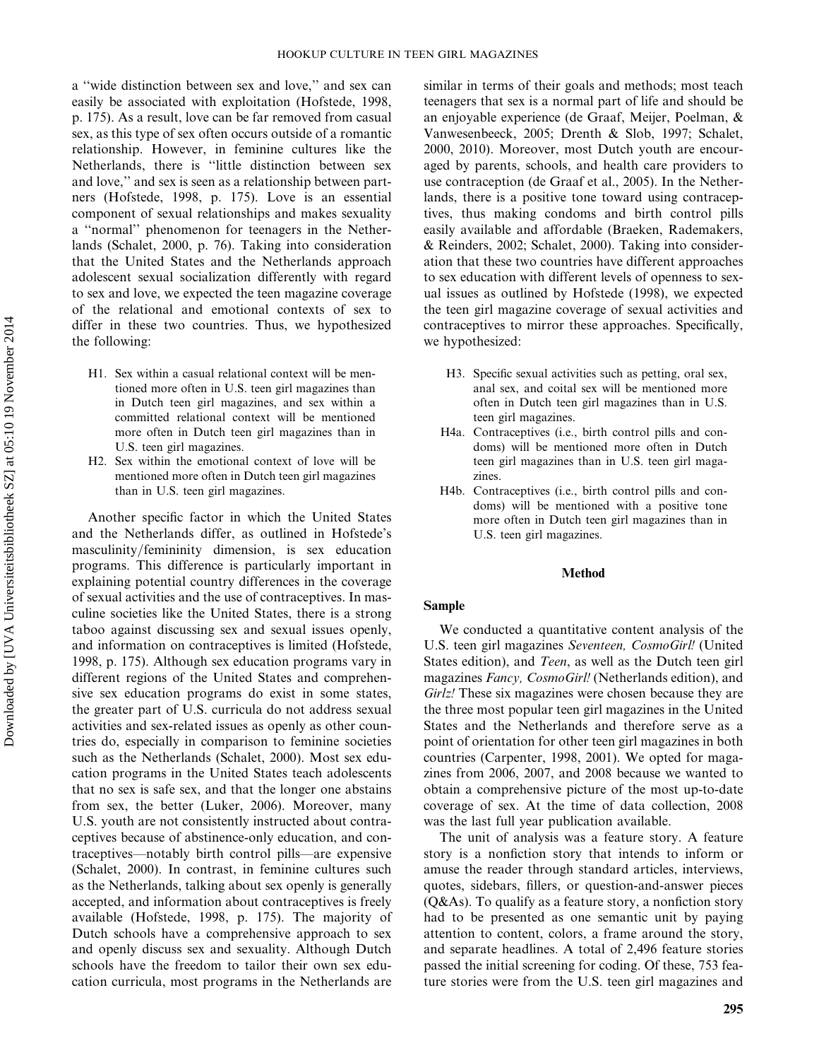a ''wide distinction between sex and love,'' and sex can easily be associated with exploitation (Hofstede, 1998, p. 175). As a result, love can be far removed from casual sex, as this type of sex often occurs outside of a romantic relationship. However, in feminine cultures like the Netherlands, there is ''little distinction between sex and love,'' and sex is seen as a relationship between partners (Hofstede, 1998, p. 175). Love is an essential component of sexual relationships and makes sexuality a ''normal'' phenomenon for teenagers in the Netherlands (Schalet, 2000, p. 76). Taking into consideration that the United States and the Netherlands approach adolescent sexual socialization differently with regard to sex and love, we expected the teen magazine coverage of the relational and emotional contexts of sex to differ in these two countries. Thus, we hypothesized the following:

- H1. Sex within a casual relational context will be mentioned more often in U.S. teen girl magazines than in Dutch teen girl magazines, and sex within a committed relational context will be mentioned more often in Dutch teen girl magazines than in U.S. teen girl magazines.
- H2. Sex within the emotional context of love will be mentioned more often in Dutch teen girl magazines than in U.S. teen girl magazines.

Another specific factor in which the United States and the Netherlands differ, as outlined in Hofstede's masculinity/femininity dimension, is sex education programs. This difference is particularly important in explaining potential country differences in the coverage of sexual activities and the use of contraceptives. In masculine societies like the United States, there is a strong taboo against discussing sex and sexual issues openly, and information on contraceptives is limited (Hofstede, 1998, p. 175). Although sex education programs vary in different regions of the United States and comprehensive sex education programs do exist in some states, the greater part of U.S. curricula do not address sexual activities and sex-related issues as openly as other countries do, especially in comparison to feminine societies such as the Netherlands (Schalet, 2000). Most sex education programs in the United States teach adolescents that no sex is safe sex, and that the longer one abstains from sex, the better (Luker, 2006). Moreover, many U.S. youth are not consistently instructed about contraceptives because of abstinence-only education, and contraceptives—notably birth control pills—are expensive (Schalet, 2000). In contrast, in feminine cultures such as the Netherlands, talking about sex openly is generally accepted, and information about contraceptives is freely available (Hofstede, 1998, p. 175). The majority of Dutch schools have a comprehensive approach to sex and openly discuss sex and sexuality. Although Dutch schools have the freedom to tailor their own sex education curricula, most programs in the Netherlands are similar in terms of their goals and methods; most teach teenagers that sex is a normal part of life and should be an enjoyable experience (de Graaf, Meijer, Poelman, & Vanwesenbeeck, 2005; Drenth & Slob, 1997; Schalet, 2000, 2010). Moreover, most Dutch youth are encouraged by parents, schools, and health care providers to use contraception (de Graaf et al., 2005). In the Netherlands, there is a positive tone toward using contraceptives, thus making condoms and birth control pills easily available and affordable (Braeken, Rademakers, & Reinders, 2002; Schalet, 2000). Taking into consideration that these two countries have different approaches to sex education with different levels of openness to sexual issues as outlined by Hofstede (1998), we expected the teen girl magazine coverage of sexual activities and contraceptives to mirror these approaches. Specifically, we hypothesized:

- H3. Specific sexual activities such as petting, oral sex, anal sex, and coital sex will be mentioned more often in Dutch teen girl magazines than in U.S. teen girl magazines.
- H4a. Contraceptives (i.e., birth control pills and condoms) will be mentioned more often in Dutch teen girl magazines than in U.S. teen girl magazines.
- H4b. Contraceptives (i.e., birth control pills and condoms) will be mentioned with a positive tone more often in Dutch teen girl magazines than in U.S. teen girl magazines.

## Method

### Sample

We conducted a quantitative content analysis of the U.S. teen girl magazines *Seventeen, CosmoGirl!* (United States edition), and *Teen*, as well as the Dutch teen girl magazines *Fancy, CosmoGirl!* (Netherlands edition), and *Girlz!* These six magazines were chosen because they are the three most popular teen girl magazines in the United States and the Netherlands and therefore serve as a point of orientation for other teen girl magazines in both countries (Carpenter, 1998, 2001). We opted for magazines from 2006, 2007, and 2008 because we wanted to obtain a comprehensive picture of the most up-to-date coverage of sex. At the time of data collection, 2008 was the last full year publication available.

The unit of analysis was a feature story. A feature story is a nonfiction story that intends to inform or amuse the reader through standard articles, interviews, quotes, sidebars, fillers, or question-and-answer pieces (Q&As). To qualify as a feature story, a nonfiction story had to be presented as one semantic unit by paying attention to content, colors, a frame around the story, and separate headlines. A total of 2,496 feature stories passed the initial screening for coding. Of these, 753 feature stories were from the U.S. teen girl magazines and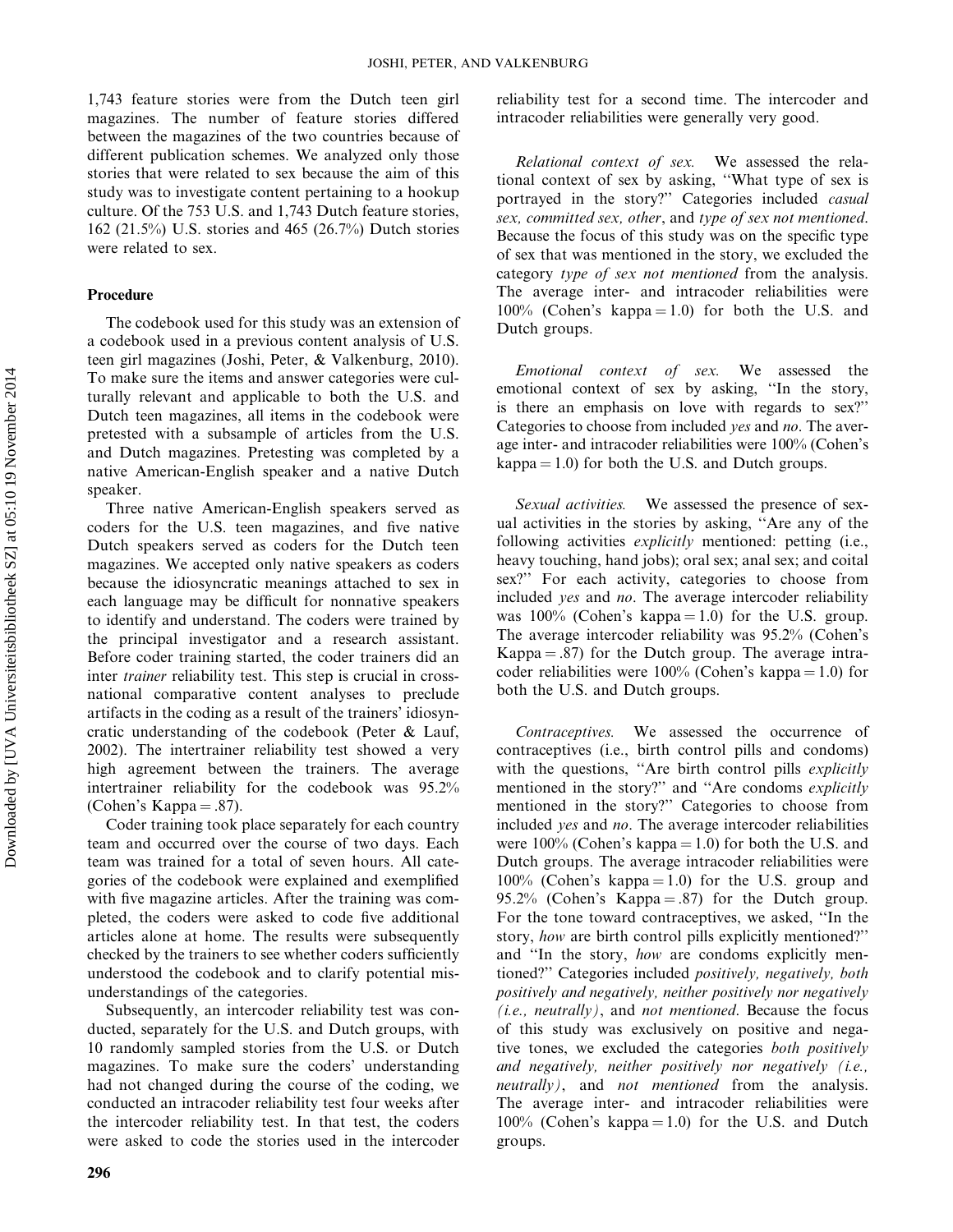1,743 feature stories were from the Dutch teen girl magazines. The number of feature stories differed between the magazines of the two countries because of different publication schemes. We analyzed only those stories that were related to sex because the aim of this study was to investigate content pertaining to a hookup culture. Of the 753 U.S. and 1,743 Dutch feature stories, 162 (21.5%) U.S. stories and 465 (26.7%) Dutch stories were related to sex.

### Procedure

The codebook used for this study was an extension of a codebook used in a previous content analysis of U.S. teen girl magazines (Joshi, Peter, & Valkenburg, 2010). To make sure the items and answer categories were culturally relevant and applicable to both the U.S. and Dutch teen magazines, all items in the codebook were pretested with a subsample of articles from the U.S. and Dutch magazines. Pretesting was completed by a native American-English speaker and a native Dutch speaker.

Three native American-English speakers served as coders for the U.S. teen magazines, and five native Dutch speakers served as coders for the Dutch teen magazines. We accepted only native speakers as coders because the idiosyncratic meanings attached to sex in each language may be difficult for nonnative speakers to identify and understand. The coders were trained by the principal investigator and a research assistant. Before coder training started, the coder trainers did an inter *trainer* reliability test. This step is crucial in cross-national comparative content analyses to preclude artifacts in the coding as a result of the trainers' idiosyncratic understanding of the codebook (Peter & Lauf, 2002). The intertrainer reliability test showed a very high agreement between the trainers. The average intertrainer reliability for the codebook was 95.2% (Cohen's Kappa = .87).

Coder training took place separately for each country team and occurred over the course of two days. Each team was trained for a total of seven hours. All categories of the codebook were explained and exemplified with five magazine articles. After the training was completed, the coders were asked to code five additional articles alone at home. The results were subsequently checked by the trainers to see whether coders sufficiently understood the codebook and to clarify potential misunderstandings of the categories.

Subsequently, an intercoder reliability test was conducted, separately for the U.S. and Dutch groups, with 10 randomly sampled stories from the U.S. or Dutch magazines. To make sure the coders' understanding had not changed during the course of the coding, we conducted an intracoder reliability test four weeks after the intercoder reliability test. In that test, the coders were asked to code the stories used in the intercoder reliability test for a second time. The intercoder and intracoder reliabilities were generally very good.

*Relational context of sex.* We assessed the relational context of sex by asking, "What type of sex is portrayed in the story?" Categories included *casual sex, committed sex, other*, and *type of sex not mentioned*. Because the focus of this study was on the specific type of sex that was mentioned in the story, we excluded the category *type of sex not mentioned* from the analysis. The average inter- and intracoder reliabilities were 100% (Cohen's kappa = 1.0) for both the U.S. and Dutch groups.

*Emotional context of sex.* We assessed the emotional context of sex by asking, "In the story, is there an emphasis on love with regards to sex?" Categories to choose from included *yes* and *no*. The average inter- and intracoder reliabilities were 100% (Cohen's kappa = 1.0) for both the U.S. and Dutch groups.

*Sexual activities.* We assessed the presence of sexual activities in the stories by asking, "Are any of the following activities *explicitly* mentioned: petting (i.e., heavy touching, hand jobs); oral sex; anal sex; and coital sex?" For each activity, categories to choose from included *yes* and *no*. The average intercoder reliability was 100% (Cohen's kappa = 1.0) for the U.S. group. The average intercoder reliability was 95.2% (Cohen's Kappa = .87) for the Dutch group. The average intracoder reliabilities were 100% (Cohen's kappa = 1.0) for both the U.S. and Dutch groups.

*Contraceptives.* We assessed the occurrence of contraceptives (i.e., birth control pills and condoms) with the questions, "Are birth control pills *explicitly* mentioned in the story?" and "Are condoms *explicitly* mentioned in the story?" Categories to choose from included *yes* and *no*. The average intercoder reliabilities were 100% (Cohen's kappa = 1.0) for both the U.S. and Dutch groups. The average intracoder reliabilities were 100% (Cohen's kappa = 1.0) for the U.S. group and 95.2% (Cohen's Kappa = .87) for the Dutch group. For the tone toward contraceptives, we asked, "In the story, *how* are birth control pills explicitly mentioned?" and "In the story, *how* are condoms explicitly mentioned?" Categories included *positively, negatively, both positively and negatively, neither positively nor negatively (i.e., neutrally)*, and *not mentioned*. Because the focus of this study was exclusively on positive and negative tones, we excluded the categories *both positively and negatively, neither positively nor negatively (i.e., neutrally)*, and *not mentioned* from the analysis. The average inter- and intracoder reliabilities were 100% (Cohen's kappa = 1.0) for the U.S. and Dutch groups.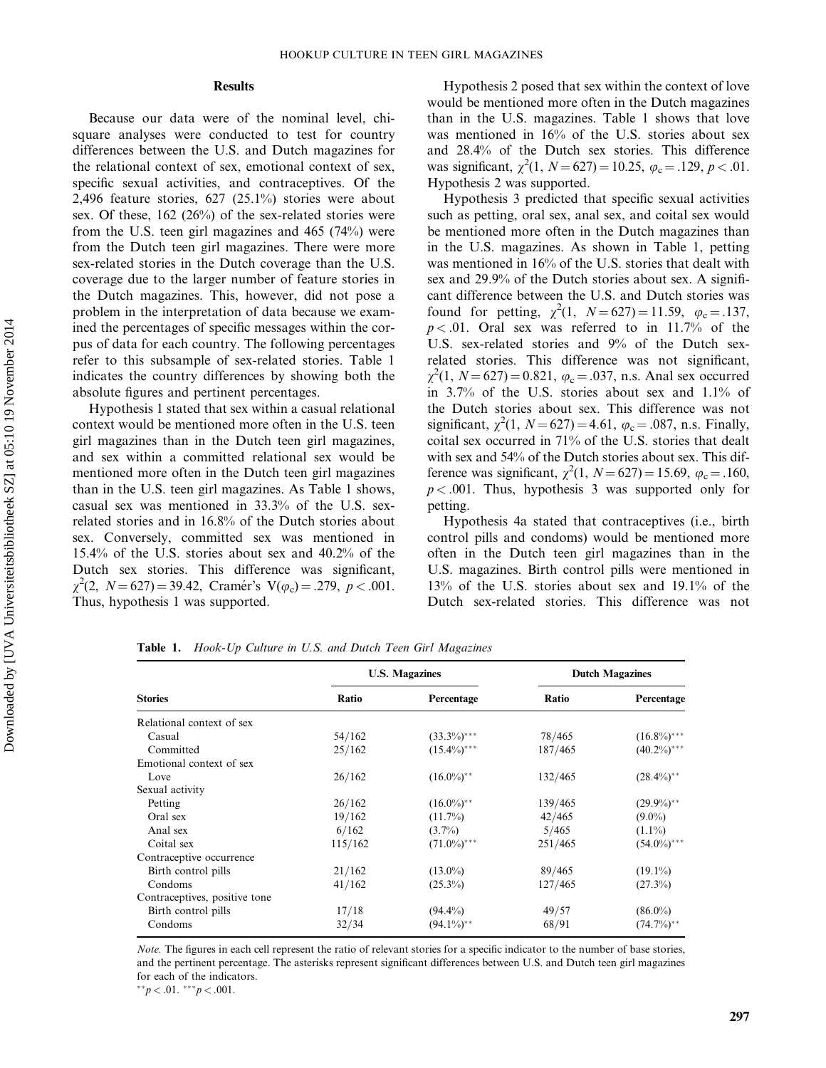## Results

Because our data were of the nominal level, chi-square analyses were conducted to test for country differences between the U.S. and Dutch magazines for the relational context of sex, emotional context of sex, specific sexual activities, and contraceptives. Of the 2,496 feature stories, 627 (25.1%) stories were about sex. Of these, 162 (26%) of the sex-related stories were from the U.S. teen girl magazines and 465 (74%) were from the Dutch teen girl magazines. There were more sex-related stories in the Dutch coverage than the U.S. coverage due to the larger number of feature stories in the Dutch magazines. This, however, did not pose a problem in the interpretation of data because we examined the percentages of specific messages within the corpus of data for each country. The following percentages refer to this subsample of sex-related stories. Table 1 indicates the country differences by showing both the absolute figures and pertinent percentages.

Hypothesis 1 stated that sex within a casual relational context would be mentioned more often in the U.S. teen girl magazines than in the Dutch teen girl magazines, and sex within a committed relational sex would be mentioned more often in the Dutch teen girl magazines than in the U.S. teen girl magazines. As Table 1 shows, casual sex was mentioned in 33.3% of the U.S. sex-related stories and in 16.8% of the Dutch stories about sex. Conversely, committed sex was mentioned in 15.4% of the U.S. stories about sex and 40.2% of the Dutch sex stories. This difference was significant, $\chi^2(2,\ N = 627) = 39.42$, Cramér's $V(\varphi_c) = .279$, $p < .001$. Thus, hypothesis 1 was supported.

Hypothesis 2 posed that sex within the context of love would be mentioned more often in the Dutch magazines than in the U.S. magazines. Table 1 shows that love was mentioned in 16% of the U.S. stories about sex and 28.4% of the Dutch sex stories. This difference was significant, $\chi^2(1,\ N = 627) = 10.25$, $\varphi_c = .129$, $p < .01$. Hypothesis 2 was supported.

Hypothesis 3 predicted that specific sexual activities such as petting, oral sex, anal sex, and coital sex would be mentioned more often in the Dutch magazines than in the U.S. magazines. As shown in Table 1, petting was mentioned in 16% of the U.S. stories that dealt with sex and 29.9% of the Dutch stories about sex. A significant difference between the U.S. and Dutch stories was found for petting, $\chi^2(1,\ N = 627) = 11.59$, $\varphi_c = .137$, $p < .01$. Oral sex was referred to in 11.7% of the U.S. sex-related stories and 9% of the Dutch sex-related stories. This difference was not significant, $\chi^2(1,\ N = 627) = 0.821$, $\varphi_c = .037$, n.s. Anal sex occurred in 3.7% of the U.S. stories about sex and 1.1% of the Dutch stories about sex. This difference was not significant, $\chi^2(1,\ N = 627) = 4.61$, $\varphi_c = .087$, n.s. Finally, coital sex occurred in 71% of the U.S. stories that dealt with sex and 54% of the Dutch stories about sex. This difference was significant, $\chi^2(1,\ N = 627) = 15.69$, $\varphi_c = .160$, $p < .001$. Thus, hypothesis 3 was supported only for petting.

Hypothesis 4a stated that contraceptives (i.e., birth control pills and condoms) would be mentioned more often in the Dutch teen girl magazines than in the U.S. magazines. Birth control pills were mentioned in 13% of the U.S. stories about sex and 19.1% of the Dutch sex-related stories. This difference was not

**Table 1.** *Hook-Up Culture in U.S. and Dutch Teen Girl Magazines*

| | U.S. Magazines | | Dutch Magazines | |
|---|---|---|---|---|
| **Stories** | **Ratio** | **Percentage** | **Ratio** | **Percentage** |
| Relational context of sex | | | | |
| Casual | 54/162 | (33.3%)*** | 78/465 | (16.8%)*** |
| Committed | 25/162 | (15.4%)*** | 187/465 | (40.2%)*** |
| Emotional context of sex | | | | |
| Love | 26/162 | (16.0%)** | 132/465 | (28.4%)** |
| Sexual activity | | | | |
| Petting | 26/162 | (16.0%)** | 139/465 | (29.9%)** |
| Oral sex | 19/162 | (11.7%) | 42/465 | (9.0%) |
| Anal sex | 6/162 | (3.7%) | 5/465 | (1.1%) |
| Coital sex | 115/162 | (71.0%)*** | 251/465 | (54.0%)*** |
| Contraceptive occurrence | | | | |
| Birth control pills | 21/162 | (13.0%) | 89/465 | (19.1%) |
| Condoms | 41/162 | (25.3%) | 127/465 | (27.3%) |
| Contraceptives, positive tone | | | | |
| Birth control pills | 17/18 | (94.4%) | 49/57 | (86.0%) |
| Condoms | 32/34 | (94.1%)** | 68/91 | (74.7%)** |

*Note.* The figures in each cell represent the ratio of relevant stories for a specific indicator to the number of base stories, and the pertinent percentage. The asterisks represent significant differences between U.S. and Dutch teen girl magazines for each of the indicators.

**$p < .01$. ***$p < .001$.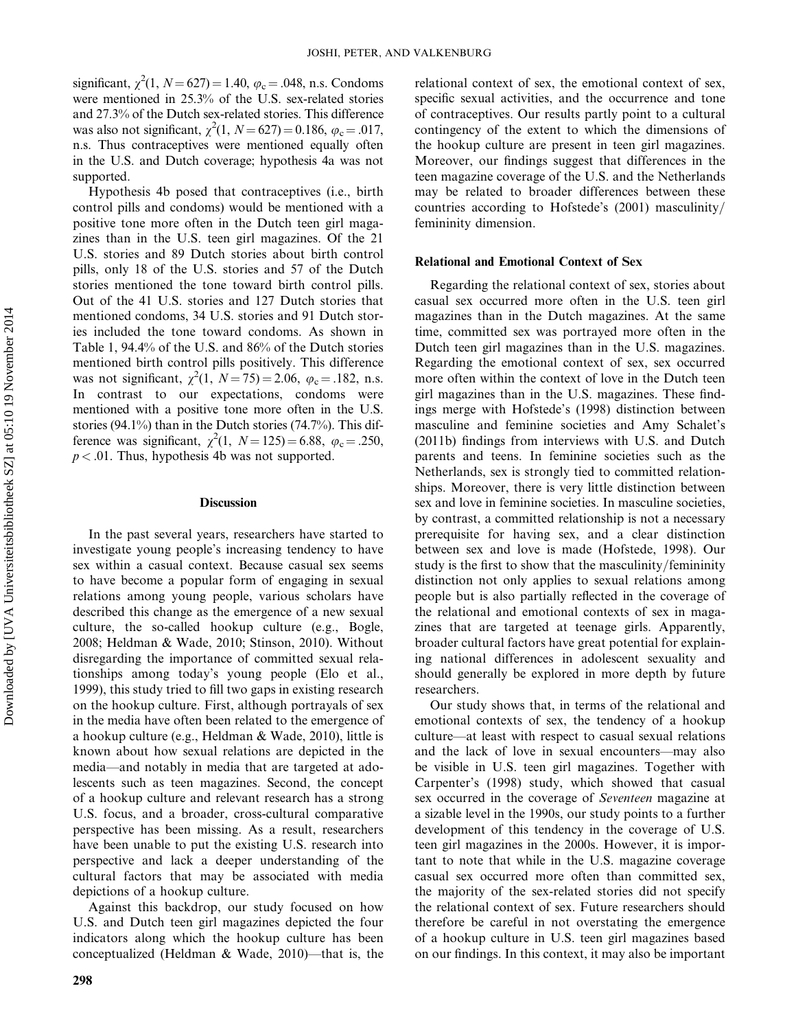significant, $\chi^2(1, N = 627) = 1.40$, $\varphi_c = .048$, n.s. Condoms were mentioned in 25.3% of the U.S. sex-related stories and 27.3% of the Dutch sex-related stories. This difference was also not significant, $\chi^2(1, N = 627) = 0.186$, $\varphi_c = .017$, n.s. Thus contraceptives were mentioned equally often in the U.S. and Dutch coverage; hypothesis 4a was not supported.

Hypothesis 4b posed that contraceptives (i.e., birth control pills and condoms) would be mentioned with a positive tone more often in the Dutch teen girl magazines than in the U.S. teen girl magazines. Of the 21 U.S. stories and 89 Dutch stories about birth control pills, only 18 of the U.S. stories and 57 of the Dutch stories mentioned the tone toward birth control pills. Out of the 41 U.S. stories and 127 Dutch stories that mentioned condoms, 34 U.S. stories and 91 Dutch stories included the tone toward condoms. As shown in Table 1, 94.4% of the U.S. and 86% of the Dutch stories mentioned birth control pills positively. This difference was not significant, $\chi^2(1, N = 75) = 2.06$, $\varphi_c = .182$, n.s. In contrast to our expectations, condoms were mentioned with a positive tone more often in the U.S. stories (94.1%) than in the Dutch stories (74.7%). This difference was significant, $\chi^2(1, N = 125) = 6.88$, $\varphi_c = .250$, $p < .01$. Thus, hypothesis 4b was not supported.

## Discussion

In the past several years, researchers have started to investigate young people's increasing tendency to have sex within a casual context. Because casual sex seems to have become a popular form of engaging in sexual relations among young people, various scholars have described this change as the emergence of a new sexual culture, the so-called hookup culture (e.g., Bogle, 2008; Heldman & Wade, 2010; Stinson, 2010). Without disregarding the importance of committed sexual relationships among today's young people (Elo et al., 1999), this study tried to fill two gaps in existing research on the hookup culture. First, although portrayals of sex in the media have often been related to the emergence of a hookup culture (e.g., Heldman & Wade, 2010), little is known about how sexual relations are depicted in the media—and notably in media that are targeted at adolescents such as teen magazines. Second, the concept of a hookup culture and relevant research has a strong U.S. focus, and a broader, cross-cultural comparative perspective has been missing. As a result, researchers have been unable to put the existing U.S. research into perspective and lack a deeper understanding of the cultural factors that may be associated with media depictions of a hookup culture.

Against this backdrop, our study focused on how U.S. and Dutch teen girl magazines depicted the four indicators along which the hookup culture has been conceptualized (Heldman & Wade, 2010)—that is, the relational context of sex, the emotional context of sex, specific sexual activities, and the occurrence and tone of contraceptives. Our results partly point to a cultural contingency of the extent to which the dimensions of the hookup culture are present in teen girl magazines. Moreover, our findings suggest that differences in the teen magazine coverage of the U.S. and the Netherlands may be related to broader differences between these countries according to Hofstede's (2001) masculinity/femininity dimension.

### Relational and Emotional Context of Sex

Regarding the relational context of sex, stories about casual sex occurred more often in the U.S. teen girl magazines than in the Dutch magazines. At the same time, committed sex was portrayed more often in the Dutch teen girl magazines than in the U.S. magazines. Regarding the emotional context of sex, sex occurred more often within the context of love in the Dutch teen girl magazines than in the U.S. magazines. These findings merge with Hofstede's (1998) distinction between masculine and feminine societies and Amy Schalet's (2011b) findings from interviews with U.S. and Dutch parents and teens. In feminine societies such as the Netherlands, sex is strongly tied to committed relationships. Moreover, there is very little distinction between sex and love in feminine societies. In masculine societies, by contrast, a committed relationship is not a necessary prerequisite for having sex, and a clear distinction between sex and love is made (Hofstede, 1998). Our study is the first to show that the masculinity/femininity distinction not only applies to sexual relations among people but is also partially reflected in the coverage of the relational and emotional contexts of sex in magazines that are targeted at teenage girls. Apparently, broader cultural factors have great potential for explaining national differences in adolescent sexuality and should generally be explored in more depth by future researchers.

Our study shows that, in terms of the relational and emotional contexts of sex, the tendency of a hookup culture—at least with respect to casual sexual relations and the lack of love in sexual encounters—may also be visible in U.S. teen girl magazines. Together with Carpenter's (1998) study, which showed that casual sex occurred in the coverage of *Seventeen* magazine at a sizable level in the 1990s, our study points to a further development of this tendency in the coverage of U.S. teen girl magazines in the 2000s. However, it is important to note that while in the U.S. magazine coverage casual sex occurred more often than committed sex, the majority of the sex-related stories did not specify the relational context of sex. Future researchers should therefore be careful in not overstating the emergence of a hookup culture in U.S. teen girl magazines based on our findings. In this context, it may also be important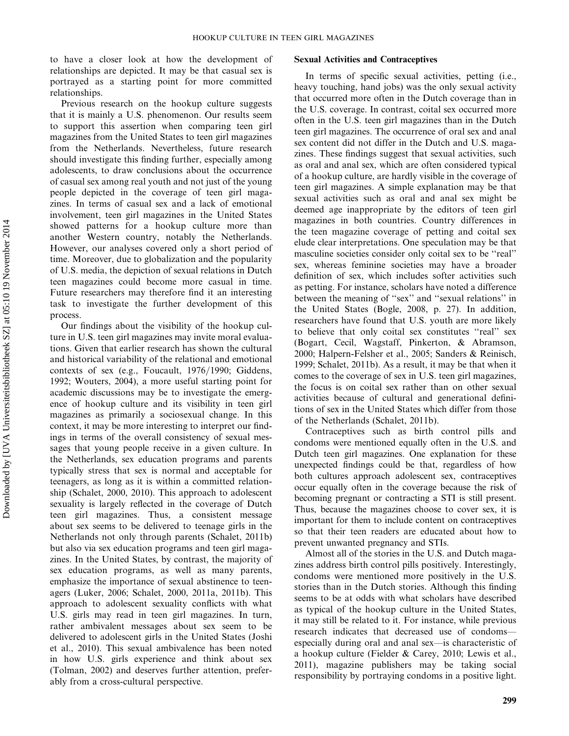to have a closer look at how the development of relationships are depicted. It may be that casual sex is portrayed as a starting point for more committed relationships.

Previous research on the hookup culture suggests that it is mainly a U.S. phenomenon. Our results seem to support this assertion when comparing teen girl magazines from the United States to teen girl magazines from the Netherlands. Nevertheless, future research should investigate this finding further, especially among adolescents, to draw conclusions about the occurrence of casual sex among real youth and not just of the young people depicted in the coverage of teen girl magazines. In terms of casual sex and a lack of emotional involvement, teen girl magazines in the United States showed patterns for a hookup culture more than another Western country, notably the Netherlands. However, our analyses covered only a short period of time. Moreover, due to globalization and the popularity of U.S. media, the depiction of sexual relations in Dutch teen magazines could become more casual in time. Future researchers may therefore find it an interesting task to investigate the further development of this process.

Our findings about the visibility of the hookup culture in U.S. teen girl magazines may invite moral evaluations. Given that earlier research has shown the cultural and historical variability of the relational and emotional contexts of sex (e.g., Foucault, 1976/1990; Giddens, 1992; Wouters, 2004), a more useful starting point for academic discussions may be to investigate the emergence of hookup culture and its visibility in teen girl magazines as primarily a sociosexual change. In this context, it may be more interesting to interpret our findings in terms of the overall consistency of sexual messages that young people receive in a given culture. In the Netherlands, sex education programs and parents typically stress that sex is normal and acceptable for teenagers, as long as it is within a committed relationship (Schalet, 2000, 2010). This approach to adolescent sexuality is largely reflected in the coverage of Dutch teen girl magazines. Thus, a consistent message about sex seems to be delivered to teenage girls in the Netherlands not only through parents (Schalet, 2011b) but also via sex education programs and teen girl magazines. In the United States, by contrast, the majority of sex education programs, as well as many parents, emphasize the importance of sexual abstinence to teenagers (Luker, 2006; Schalet, 2000, 2011a, 2011b). This approach to adolescent sexuality conflicts with what U.S. girls may read in teen girl magazines. In turn, rather ambivalent messages about sex seem to be delivered to adolescent girls in the United States (Joshi et al., 2010). This sexual ambivalence has been noted in how U.S. girls experience and think about sex (Tolman, 2002) and deserves further attention, preferably from a cross-cultural perspective.

### Sexual Activities and Contraceptives

In terms of specific sexual activities, petting (i.e., heavy touching, hand jobs) was the only sexual activity that occurred more often in the Dutch coverage than in the U.S. coverage. In contrast, coital sex occurred more often in the U.S. teen girl magazines than in the Dutch teen girl magazines. The occurrence of oral sex and anal sex content did not differ in the Dutch and U.S. magazines. These findings suggest that sexual activities, such as oral and anal sex, which are often considered typical of a hookup culture, are hardly visible in the coverage of teen girl magazines. A simple explanation may be that sexual activities such as oral and anal sex might be deemed age inappropriate by the editors of teen girl magazines in both countries. Country differences in the teen magazine coverage of petting and coital sex elude clear interpretations. One speculation may be that masculine societies consider only coital sex to be "real" sex, whereas feminine societies may have a broader definition of sex, which includes softer activities such as petting. For instance, scholars have noted a difference between the meaning of "sex" and "sexual relations" in the United States (Bogle, 2008, p. 27). In addition, researchers have found that U.S. youth are more likely to believe that only coital sex constitutes "real" sex (Bogart, Cecil, Wagstaff, Pinkerton, & Abramson, 2000; Halpern-Felsher et al., 2005; Sanders & Reinisch, 1999; Schalet, 2011b). As a result, it may be that when it comes to the coverage of sex in U.S. teen girl magazines, the focus is on coital sex rather than on other sexual activities because of cultural and generational definitions of sex in the United States which differ from those of the Netherlands (Schalet, 2011b).

Contraceptives such as birth control pills and condoms were mentioned equally often in the U.S. and Dutch teen girl magazines. One explanation for these unexpected findings could be that, regardless of how both cultures approach adolescent sex, contraceptives occur equally often in the coverage because the risk of becoming pregnant or contracting a STI is still present. Thus, because the magazines choose to cover sex, it is important for them to include content on contraceptives so that their teen readers are educated about how to prevent unwanted pregnancy and STIs.

Almost all of the stories in the U.S. and Dutch magazines address birth control pills positively. Interestingly, condoms were mentioned more positively in the U.S. stories than in the Dutch stories. Although this finding seems to be at odds with what scholars have described as typical of the hookup culture in the United States, it may still be related to it. For instance, while previous research indicates that decreased use of condoms—especially during oral and anal sex—is characteristic of a hookup culture (Fielder & Carey, 2010; Lewis et al., 2011), magazine publishers may be taking social responsibility by portraying condoms in a positive light.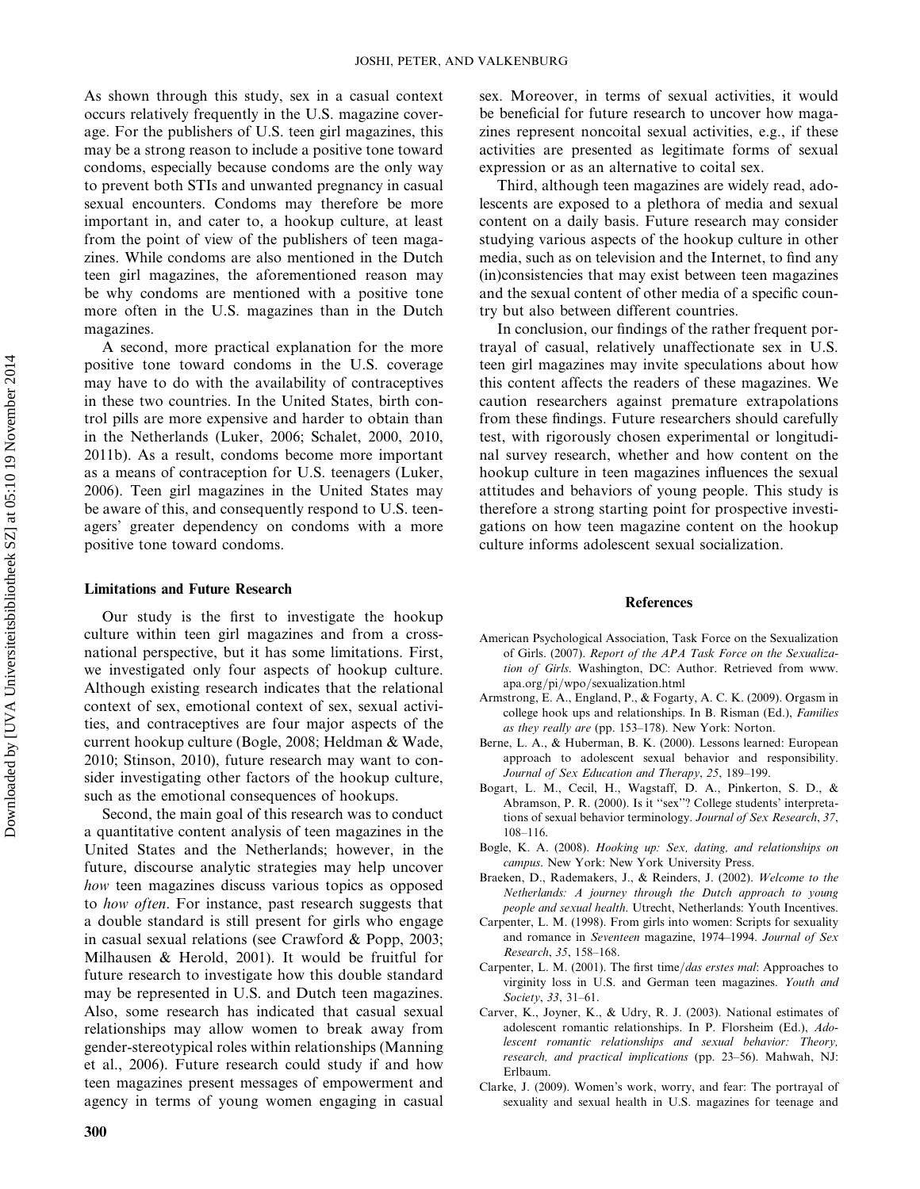As shown through this study, sex in a casual context occurs relatively frequently in the U.S. magazine coverage. For the publishers of U.S. teen girl magazines, this may be a strong reason to include a positive tone toward condoms, especially because condoms are the only way to prevent both STIs and unwanted pregnancy in casual sexual encounters. Condoms may therefore be more important in, and cater to, a hookup culture, at least from the point of view of the publishers of teen magazines. While condoms are also mentioned in the Dutch teen girl magazines, the aforementioned reason may be why condoms are mentioned with a positive tone more often in the U.S. magazines than in the Dutch magazines.

A second, more practical explanation for the more positive tone toward condoms in the U.S. coverage may have to do with the availability of contraceptives in these two countries. In the United States, birth control pills are more expensive and harder to obtain than in the Netherlands (Luker, 2006; Schalet, 2000, 2010, 2011b). As a result, condoms become more important as a means of contraception for U.S. teenagers (Luker, 2006). Teen girl magazines in the United States may be aware of this, and consequently respond to U.S. teenagers' greater dependency on condoms with a more positive tone toward condoms.

### Limitations and Future Research

Our study is the first to investigate the hookup culture within teen girl magazines and from a cross-national perspective, but it has some limitations. First, we investigated only four aspects of hookup culture. Although existing research indicates that the relational context of sex, emotional context of sex, sexual activities, and contraceptives are four major aspects of the current hookup culture (Bogle, 2008; Heldman & Wade, 2010; Stinson, 2010), future research may want to consider investigating other factors of the hookup culture, such as the emotional consequences of hookups.

Second, the main goal of this research was to conduct a quantitative content analysis of teen magazines in the United States and the Netherlands; however, in the future, discourse analytic strategies may help uncover *how* teen magazines discuss various topics as opposed to *how often*. For instance, past research suggests that a double standard is still present for girls who engage in casual sexual relations (see Crawford & Popp, 2003; Milhausen & Herold, 2001). It would be fruitful for future research to investigate how this double standard may be represented in U.S. and Dutch teen magazines. Also, some research has indicated that casual sexual relationships may allow women to break away from gender-stereotypical roles within relationships (Manning et al., 2006). Future research could study if and how teen magazines present messages of empowerment and agency in terms of young women engaging in casual sex. Moreover, in terms of sexual activities, it would be beneficial for future research to uncover how magazines represent noncoital sexual activities, e.g., if these activities are presented as legitimate forms of sexual expression or as an alternative to coital sex.

Third, although teen magazines are widely read, adolescents are exposed to a plethora of media and sexual content on a daily basis. Future research may consider studying various aspects of the hookup culture in other media, such as on television and the Internet, to find any (in)consistencies that may exist between teen magazines and the sexual content of other media of a specific country but also between different countries.

In conclusion, our findings of the rather frequent portrayal of casual, relatively unaffectionate sex in U.S. teen girl magazines may invite speculations about how this content affects the readers of these magazines. We caution researchers against premature extrapolations from these findings. Future researchers should carefully test, with rigorously chosen experimental or longitudinal survey research, whether and how content on the hookup culture in teen magazines influences the sexual attitudes and behaviors of young people. This study is therefore a strong starting point for prospective investigations on how teen magazine content on the hookup culture informs adolescent sexual socialization.

## References

American Psychological Association, Task Force on the Sexualization of Girls. (2007). *Report of the APA Task Force on the Sexualization of Girls*. Washington, DC: Author. Retrieved from www.apa.org/pi/wpo/sexualization.html

Armstrong, E. A., England, P., & Fogarty, A. C. K. (2009). Orgasm in college hook ups and relationships. In B. Risman (Ed.), *Families as they really are* (pp. 153–178). New York: Norton.

Berne, L. A., & Huberman, B. K. (2000). Lessons learned: European approach to adolescent sexual behavior and responsibility. *Journal of Sex Education and Therapy*, *25*, 189–199.

Bogart, L. M., Cecil, H., Wagstaff, D. A., Pinkerton, S. D., & Abramson, P. R. (2000). Is it "sex"? College students' interpretations of sexual behavior terminology. *Journal of Sex Research*, *37*, 108–116.

Bogle, K. A. (2008). *Hooking up: Sex, dating, and relationships on campus*. New York: New York University Press.

Braeken, D., Rademakers, J., & Reinders, J. (2002). *Welcome to the Netherlands: A journey through the Dutch approach to young people and sexual health*. Utrecht, Netherlands: Youth Incentives.

Carpenter, L. M. (1998). From girls into women: Scripts for sexuality and romance in *Seventeen* magazine, 1974–1994. *Journal of Sex Research*, *35*, 158–168.

Carpenter, L. M. (2001). The first time/*das erstes mal*: Approaches to virginity loss in U.S. and German teen magazines. *Youth and Society*, *33*, 31–61.

Carver, K., Joyner, K., & Udry, R. J. (2003). National estimates of adolescent romantic relationships. In P. Florsheim (Ed.), *Adolescent romantic relationships and sexual behavior: Theory, research, and practical implications* (pp. 23–56). Mahwah, NJ: Erlbaum.

Clarke, J. (2009). Women's work, worry, and fear: The portrayal of sexuality and sexual health in U.S. magazines for teenage and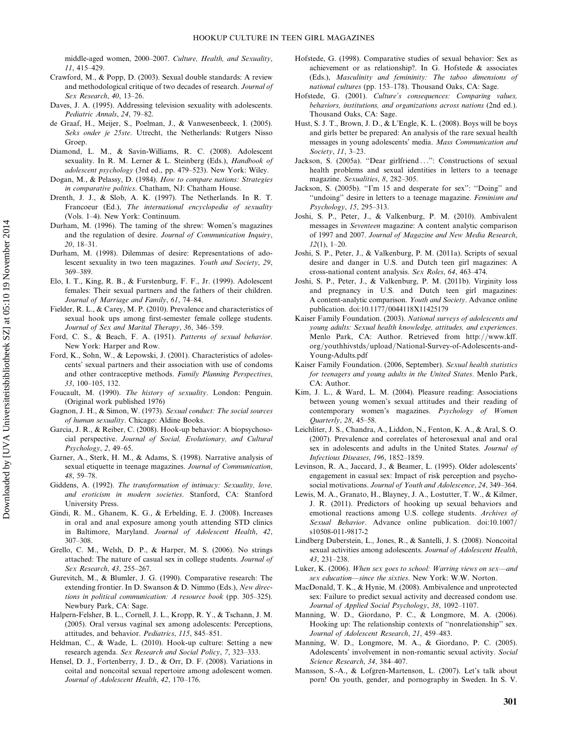middle-aged women, 2000–2007. *Culture, Health, and Sexuality*, *11*, 415–429.

Crawford, M., & Popp, D. (2003). Sexual double standards: A review and methodological critique of two decades of research. *Journal of Sex Research*, *40*, 13–26.

Daves, J. A. (1995). Addressing television sexuality with adolescents. *Pediatric Annals*, *24*, 79–82.

de Graaf, H., Meijer, S., Poelman, J., & Vanwesenbeeck, I. (2005). *Seks onder je 25ste*. Utrecht, the Netherlands: Rutgers Nisso Groep.

Diamond, L. M., & Savin-Williams, R. C. (2008). Adolescent sexuality. In R. M. Lerner & L. Steinberg (Eds.), *Handbook of adolescent psychology* (3rd ed., pp. 479–523). New York: Wiley.

Dogan, M., & Pelassy, D. (1984). *How to compare nations: Strategies in comparative politics*. Chatham, NJ: Chatham House.

Drenth, J. J., & Slob, A. K. (1997). The Netherlands. In R. T. Francoeur (Ed.), *The international encyclopedia of sexuality* (Vols. 1–4). New York: Continuum.

Durham, M. (1996). The taming of the shrew: Women's magazines and the regulation of desire. *Journal of Communication Inquiry*, *20*, 18–31.

Durham, M. (1998). Dilemmas of desire: Representations of adolescent sexuality in two teen magazines. *Youth and Society*, *29*, 369–389.

Elo, I. T., King, R. B., & Furstenburg, F. F., Jr. (1999). Adolescent females: Their sexual partners and the fathers of their children. *Journal of Marriage and Family*, *61*, 74–84.

Fielder, R. L., & Carey, M. P. (2010). Prevalence and characteristics of sexual hook ups among first-semester female college students. *Journal of Sex and Marital Therapy*, *36*, 346–359.

Ford, C. S., & Beach, F. A. (1951). *Patterns of sexual behavior*. New York: Harper and Row.

Ford, K., Sohn, W., & Lepowski, J. (2001). Characteristics of adolescents' sexual partners and their association with use of condoms and other contraceptive methods. *Family Planning Perspectives*, *33*, 100–105, 132.

Foucault, M. (1990). *The history of sexuality*. London: Penguin. (Original work published 1976)

Gagnon, J. H., & Simon, W. (1973). *Sexual conduct: The social sources of human sexuality*. Chicago: Aldine Books.

Garcia, J. R., & Reiber, C. (2008). Hook-up behavior: A biopsychosocial perspective. *Journal of Social, Evolutionary, and Cultural Psychology*, *2*, 49–65.

Garner, A., Sterk, H. M., & Adams, S. (1998). Narrative analysis of sexual etiquette in teenage magazines. *Journal of Communication*, *48*, 59–78.

Giddens, A. (1992). *The transformation of intimacy: Sexuality, love, and eroticism in modern societies*. Stanford, CA: Stanford University Press.

Gindi, R. M., Ghanem, K. G., & Erbelding, E. J. (2008). Increases in oral and anal exposure among youth attending STD clinics in Baltimore, Maryland. *Journal of Adolescent Health*, *42*, 307–308.

Grello, C. M., Welsh, D. P., & Harper, M. S. (2006). No strings attached: The nature of casual sex in college students. *Journal of Sex Research*, *43*, 255–267.

Gurevitch, M., & Blumler, J. G. (1990). Comparative research: The extending frontier. In D. Swanson & D. Nimmo (Eds.), *New directions in political communication: A resource book* (pp. 305–325). Newbury Park, CA: Sage.

Halpern-Felsher, B. L., Cornell, J. L., Kropp, R. Y., & Tschann, J. M. (2005). Oral versus vaginal sex among adolescents: Perceptions, attitudes, and behavior. *Pediatrics*, *115*, 845–851.

Heldman, C., & Wade, L. (2010). Hook-up culture: Setting a new research agenda. *Sex Research and Social Policy*, *7*, 323–333.

Hensel, D. J., Fortenberry, J. D., & Orr, D. F. (2008). Variations in coital and noncoital sexual repertoire among adolescent women. *Journal of Adolescent Health*, *42*, 170–176.

Hofstede, G. (1998). Comparative studies of sexual behavior: Sex as achievement or as relationship?. In G. Hofstede & associates (Eds.), *Masculinity and femininity: The taboo dimensions of national cultures* (pp. 153–178). Thousand Oaks, CA: Sage.

Hofstede, G. (2001). *Culture's consequences: Comparing values, behaviors, institutions, and organizations across nations* (2nd ed.). Thousand Oaks, CA: Sage.

Hust, S. J. T., Brown, J. D., & L'Engle, K. L. (2008). Boys will be boys and girls better be prepared: An analysis of the rare sexual health messages in young adolescents' media. *Mass Communication and Society*, *11*, 3–23.

Jackson, S. (2005a). "Dear girlfriend…": Constructions of sexual health problems and sexual identities in letters to a teenage magazine. *Sexualities*, *8*, 282–305.

Jackson, S. (2005b). "I'm 15 and desperate for sex": "Doing" and "undoing" desire in letters to a teenage magazine. *Feminism and Psychology*, *15*, 295–313.

Joshi, S. P., Peter, J., & Valkenburg, P. M. (2010). Ambivalent messages in *Seventeen* magazine: A content analytic comparison of 1997 and 2007. *Journal of Magazine and New Media Research*, *12*(1), 1–20.

Joshi, S. P., Peter, J., & Valkenburg, P. M. (2011a). Scripts of sexual desire and danger in U.S. and Dutch teen girl magazines: A cross-national content analysis. *Sex Roles*, *64*, 463–474.

Joshi, S. P., Peter, J., & Valkenburg, P. M. (2011b). Virginity loss and pregnancy in U.S. and Dutch teen girl magazines: A content-analytic comparison. *Youth and Society*. Advance online publication. doi:10.1177/0044118X11425179

Kaiser Family Foundation. (2003). *National surveys of adolescents and young adults: Sexual health knowledge, attitudes, and experiences*. Menlo Park, CA: Author. Retrieved from http://www.kff.org/youthhivstds/upload/National-Survey-of-Adolescents-and-Young-Adults.pdf

Kaiser Family Foundation. (2006, September). *Sexual health statistics for teenagers and young adults in the United States*. Menlo Park, CA: Author.

Kim, J. L., & Ward, L. M. (2004). Pleasure reading: Associations between young women's sexual attitudes and their reading of contemporary women's magazines. *Psychology of Women Quarterly*, *28*, 45–58.

Leichliter, J. S., Chandra, A., Liddon, N., Fenton, K. A., & Aral, S. O. (2007). Prevalence and correlates of heterosexual anal and oral sex in adolescents and adults in the United States. *Journal of Infectious Diseases*, *196*, 1852–1859.

Levinson, R. A., Jaccard, J., & Beamer, L. (1995). Older adolescents' engagement in casual sex: Impact of risk perception and psychosocial motivations. *Journal of Youth and Adolescence*, *24*, 349–364.

Lewis, M. A., Granato, H., Blayney, J. A., Lostutter, T. W., & Kilmer, J. R. (2011). Predictors of hooking up sexual behaviors and emotional reactions among U.S. college students. *Archives of Sexual Behavior*. Advance online publication. doi:10.1007/s10508-011-9817-2

Lindberg Duberstein, L., Jones, R., & Santelli, J. S. (2008). Noncoital sexual activities among adolescents. *Journal of Adolescent Health*, *43*, 231–238.

Luker, K. (2006). *When sex goes to school: Warring views on sex—and sex education—since the sixties*. New York: W.W. Norton.

MacDonald, T. K., & Hynie, M. (2008). Ambivalence and unprotected sex: Failure to predict sexual activity and decreased condom use. *Journal of Applied Social Psychology*, *38*, 1092–1107.

Manning, W. D., Giordano, P. C., & Longmore, M. A. (2006). Hooking up: The relationship contexts of "nonrelationship" sex. *Journal of Adolescent Research*, *21*, 459–483.

Manning, W. D., Longmore, M. A., & Giordano, P. C. (2005). Adolescents' involvement in non-romantic sexual activity. *Social Science Research*, *34*, 384–407.

Mansson, S.-A., & Lofgren-Martenson, L. (2007). Let's talk about porn! On youth, gender, and pornography in Sweden. In S. V.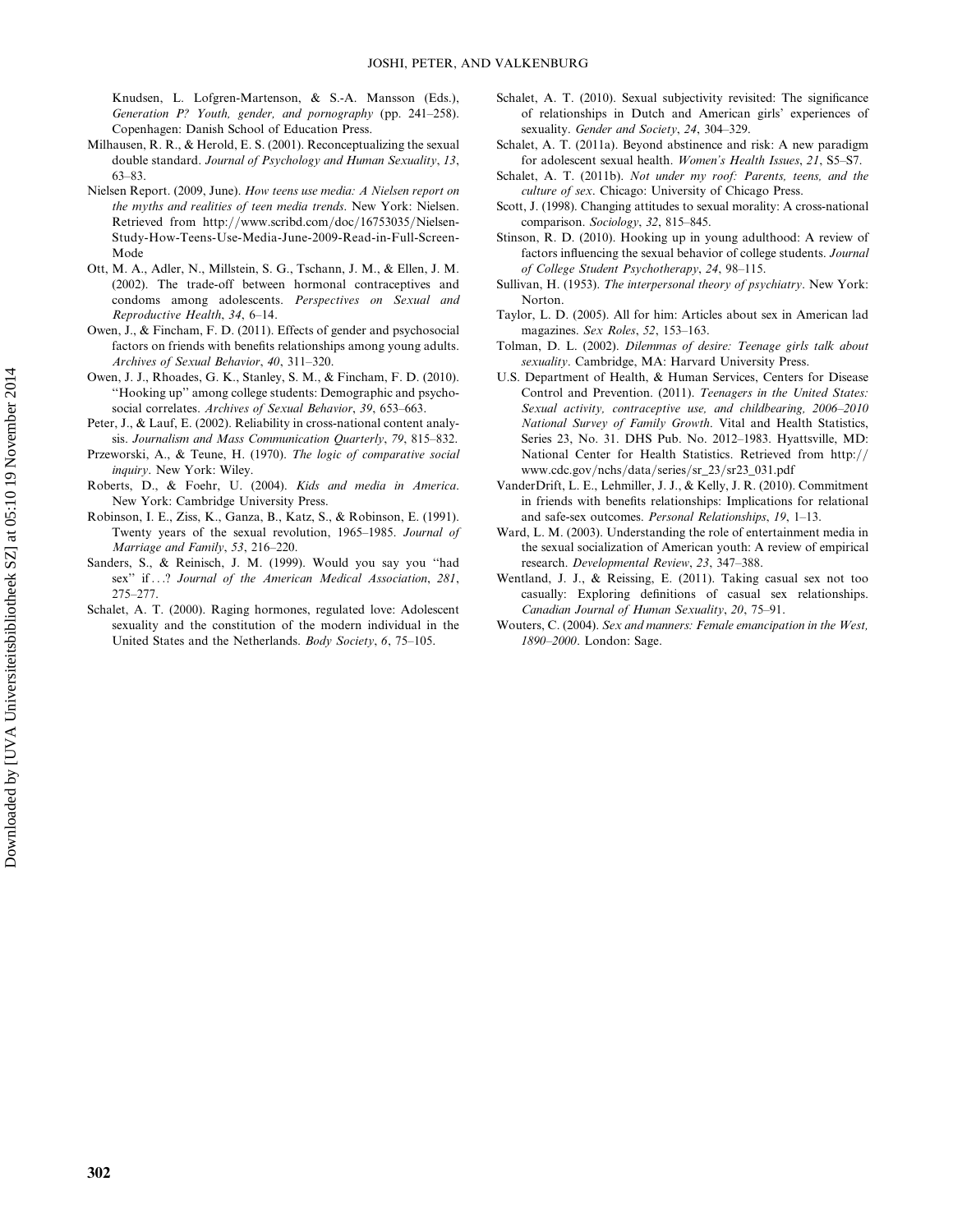Knudsen, L. Lofgren-Martenson, & S.-A. Mansson (Eds.), *Generation P? Youth, gender, and pornography* (pp. 241–258). Copenhagen: Danish School of Education Press.

Milhausen, R. R., & Herold, E. S. (2001). Reconceptualizing the sexual double standard. *Journal of Psychology and Human Sexuality*, *13*, 63–83.

Nielsen Report. (2009, June). *How teens use media: A Nielsen report on the myths and realities of teen media trends*. New York: Nielsen. Retrieved from http://www.scribd.com/doc/16753035/Nielsen-Study-How-Teens-Use-Media-June-2009-Read-in-Full-Screen-Mode

Ott, M. A., Adler, N., Millstein, S. G., Tschann, J. M., & Ellen, J. M. (2002). The trade-off between hormonal contraceptives and condoms among adolescents. *Perspectives on Sexual and Reproductive Health*, *34*, 6–14.

Owen, J., & Fincham, F. D. (2011). Effects of gender and psychosocial factors on friends with benefits relationships among young adults. *Archives of Sexual Behavior*, *40*, 311–320.

Owen, J. J., Rhoades, G. K., Stanley, S. M., & Fincham, F. D. (2010). ''Hooking up'' among college students: Demographic and psychosocial correlates. *Archives of Sexual Behavior*, *39*, 653–663.

Peter, J., & Lauf, E. (2002). Reliability in cross-national content analysis. *Journalism and Mass Communication Quarterly*, *79*, 815–832.

Przeworski, A., & Teune, H. (1970). *The logic of comparative social inquiry*. New York: Wiley.

Roberts, D., & Foehr, U. (2004). *Kids and media in America*. New York: Cambridge University Press.

Robinson, I. E., Ziss, K., Ganza, B., Katz, S., & Robinson, E. (1991). Twenty years of the sexual revolution, 1965–1985. *Journal of Marriage and Family*, *53*, 216–220.

Sanders, S., & Reinisch, J. M. (1999). Would you say you ''had sex'' if...? *Journal of the American Medical Association*, *281*, 275–277.

Schalet, A. T. (2000). Raging hormones, regulated love: Adolescent sexuality and the constitution of the modern individual in the United States and the Netherlands. *Body Society*, *6*, 75–105.

Schalet, A. T. (2010). Sexual subjectivity revisited: The significance of relationships in Dutch and American girls' experiences of sexuality. *Gender and Society*, *24*, 304–329.

Schalet, A. T. (2011a). Beyond abstinence and risk: A new paradigm for adolescent sexual health. *Women's Health Issues*, *21*, S5–S7.

Schalet, A. T. (2011b). *Not under my roof: Parents, teens, and the culture of sex*. Chicago: University of Chicago Press.

Scott, J. (1998). Changing attitudes to sexual morality: A cross-national comparison. *Sociology*, *32*, 815–845.

Stinson, R. D. (2010). Hooking up in young adulthood: A review of factors influencing the sexual behavior of college students. *Journal of College Student Psychotherapy*, *24*, 98–115.

Sullivan, H. (1953). *The interpersonal theory of psychiatry*. New York: Norton.

Taylor, L. D. (2005). All for him: Articles about sex in American lad magazines. *Sex Roles*, *52*, 153–163.

Tolman, D. L. (2002). *Dilemmas of desire: Teenage girls talk about sexuality*. Cambridge, MA: Harvard University Press.

U.S. Department of Health, & Human Services, Centers for Disease Control and Prevention. (2011). *Teenagers in the United States: Sexual activity, contraceptive use, and childbearing, 2006–2010 National Survey of Family Growth*. Vital and Health Statistics, Series 23, No. 31. DHS Pub. No. 2012–1983. Hyattsville, MD: National Center for Health Statistics. Retrieved from http://www.cdc.gov/nchs/data/series/sr_23/sr23_031.pdf

VanderDrift, L. E., Lehmiller, J. J., & Kelly, J. R. (2010). Commitment in friends with benefits relationships: Implications for relational and safe-sex outcomes. *Personal Relationships*, *19*, 1–13.

Ward, L. M. (2003). Understanding the role of entertainment media in the sexual socialization of American youth: A review of empirical research. *Developmental Review*, *23*, 347–388.

Wentland, J. J., & Reissing, E. (2011). Taking casual sex not too casually: Exploring definitions of casual sex relationships. *Canadian Journal of Human Sexuality*, *20*, 75–91.

Wouters, C. (2004). *Sex and manners: Female emancipation in the West, 1890–2000*. London: Sage.